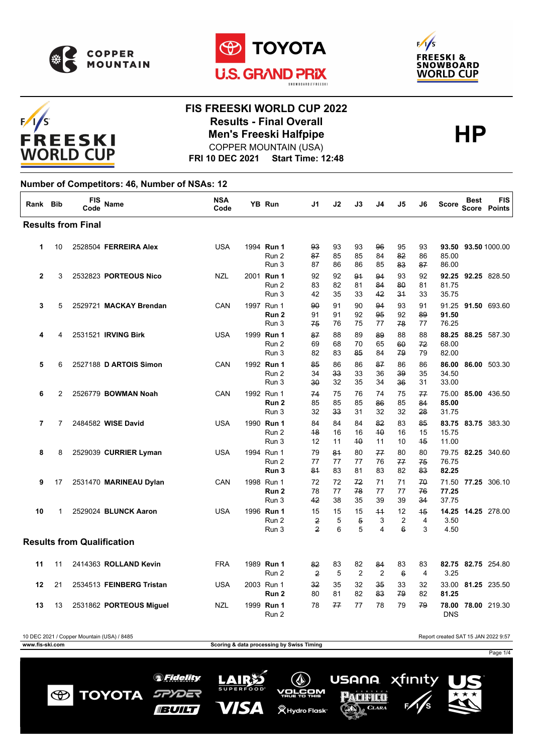# FIS FREESKI WORLD CUP 2022

## Results - Final Overall

## Men's Freeski Halfpipe

COPPER MOUNTAIN (USA)

**FRI 10 DEC 2021 Start Time: 12:48**

**HP**

**Number of Competitors: 46, Number of NSAs: 12**

| Rank | Bib | FIS Code | Name | NSA Code | YB | Run | J1 | J2 | J3 | J4 | J5 | J6 | Score | Best Score | FIS Points |
|---|---|---|---|---|---|---|---|---|---|---|---|---|---|---|---|
| **Results from Final** | | | | | | | | | | | | | | | |
| **1** | 10 | 2528504 | **FERREIRA Alex** | USA | 1994 | **Run 1** | ~~93~~ | 93 | 93 | ~~96~~ | 95 | 93 | **93.50** | **93.50** | 1000.00 |
| | | | | | | Run 2 | ~~87~~ | 85 | 85 | 84 | ~~82~~ | 86 | 85.00 | | |
| | | | | | | Run 3 | 87 | 86 | 86 | 85 | ~~83~~ | ~~87~~ | 86.00 | | |
| **2** | 3 | 2532823 | **PORTEOUS Nico** | NZL | 2001 | **Run 1** | 92 | 92 | ~~91~~ | ~~94~~ | 93 | 92 | **92.25** | **92.25** | 828.50 |
| | | | | | | Run 2 | 83 | 82 | 81 | ~~84~~ | ~~80~~ | 81 | 81.75 | | |
| | | | | | | Run 3 | 42 | 35 | 33 | ~~42~~ | ~~31~~ | 33 | 35.75 | | |
| **3** | 5 | 2529721 | **MACKAY Brendan** | CAN | 1997 | Run 1 | ~~90~~ | 91 | 90 | ~~94~~ | 93 | 91 | 91.25 | **91.50** | 693.60 |
| | | | | | | **Run 2** | 91 | 91 | 92 | ~~95~~ | 92 | ~~89~~ | **91.50** | | |
| | | | | | | Run 3 | ~~75~~ | 76 | 75 | 77 | ~~78~~ | 77 | 76.25 | | |
| **4** | 4 | 2531521 | **IRVING Birk** | USA | 1999 | **Run 1** | ~~87~~ | 88 | 89 | ~~89~~ | 88 | 88 | **88.25** | **88.25** | 587.30 |
| | | | | | | Run 2 | 69 | 68 | 70 | 65 | ~~60~~ | ~~72~~ | 68.00 | | |
| | | | | | | Run 3 | 82 | 83 | ~~85~~ | 84 | ~~79~~ | 79 | 82.00 | | |
| **5** | 6 | 2527188 | **D ARTOIS Simon** | CAN | 1992 | **Run 1** | ~~85~~ | 86 | 86 | ~~87~~ | 86 | 86 | **86.00** | **86.00** | 503.30 |
| | | | | | | Run 2 | 34 | ~~33~~ | 33 | 36 | ~~39~~ | 35 | 34.50 | | |
| | | | | | | Run 3 | ~~30~~ | 32 | 35 | 34 | ~~36~~ | 31 | 33.00 | | |
| **6** | 2 | 2526779 | **BOWMAN Noah** | CAN | 1992 | Run 1 | ~~74~~ | 75 | 76 | 74 | 75 | ~~77~~ | 75.00 | **85.00** | 436.50 |
| | | | | | | **Run 2** | 85 | 85 | 85 | ~~86~~ | 85 | ~~84~~ | **85.00** | | |
| | | | | | | Run 3 | 32 | ~~33~~ | 31 | 32 | 32 | ~~28~~ | 31.75 | | |
| **7** | 7 | 2484582 | **WISE David** | USA | 1990 | **Run 1** | 84 | 84 | 84 | ~~82~~ | 83 | ~~85~~ | **83.75** | **83.75** | 383.30 |
| | | | | | | Run 2 | ~~18~~ | 16 | 16 | ~~10~~ | 16 | 15 | 15.75 | | |
| | | | | | | Run 3 | 12 | 11 | ~~10~~ | 11 | 10 | ~~15~~ | 11.00 | | |
| **8** | 8 | 2529039 | **CURRIER Lyman** | USA | 1994 | Run 1 | 79 | ~~81~~ | 80 | ~~77~~ | 80 | 80 | 79.75 | **82.25** | 340.60 |
| | | | | | | Run 2 | 77 | 77 | 77 | 76 | ~~77~~ | ~~75~~ | 76.75 | | |
| | | | | | | **Run 3** | ~~81~~ | 83 | 81 | 83 | 82 | ~~83~~ | **82.25** | | |
| **9** | 17 | 2531470 | **MARINEAU Dylan** | CAN | 1998 | Run 1 | 72 | 72 | ~~72~~ | 71 | 71 | ~~70~~ | 71.50 | **77.25** | 306.10 |
| | | | | | | **Run 2** | 78 | 77 | ~~78~~ | 77 | 77 | ~~76~~ | **77.25** | | |
| | | | | | | Run 3 | ~~42~~ | 38 | 35 | 39 | 39 | ~~34~~ | 37.75 | | |
| **10** | 1 | 2529024 | **BLUNCK Aaron** | USA | 1996 | **Run 1** | 15 | 15 | 15 | ~~11~~ | 12 | ~~15~~ | **14.25** | **14.25** | 278.00 |
| | | | | | | Run 2 | ~~2~~ | 5 | ~~5~~ | 3 | 2 | 4 | 3.50 | | |
| | | | | | | Run 3 | ~~2~~ | 6 | 5 | 4 | ~~6~~ | 3 | 4.50 | | |
| **Results from Qualification** | | | | | | | | | | | | | | | |
| **11** | 11 | 2414363 | **ROLLAND Kevin** | FRA | 1989 | **Run 1** | ~~82~~ | 83 | 82 | ~~84~~ | 83 | 83 | **82.75** | **82.75** | 254.80 |
| | | | | | | Run 2 | ~~2~~ | 5 | 2 | 2 | ~~6~~ | 4 | 3.25 | | |
| **12** | 21 | 2534513 | **FEINBERG Tristan** | USA | 2003 | Run 1 | ~~32~~ | 35 | 32 | ~~35~~ | 33 | 32 | 33.00 | **81.25** | 235.50 |
| | | | | | | **Run 2** | 80 | 81 | 82 | ~~83~~ | ~~79~~ | 82 | **81.25** | | |
| **13** | 13 | 2531862 | **PORTEOUS Miguel** | NZL | 1999 | **Run 1** | 78 | ~~77~~ | 77 | 78 | 79 | ~~79~~ | **78.00** | **78.00** | 219.30 |
| | | | | | | Run 2 | | | | | | | DNS | | |

10 DEC 2021 / Copper Mountain (USA) / 8485 — Report created SAT 15 JAN 2022 9:57

www.fis-ski.com — Scoring & data processing by Swiss Timing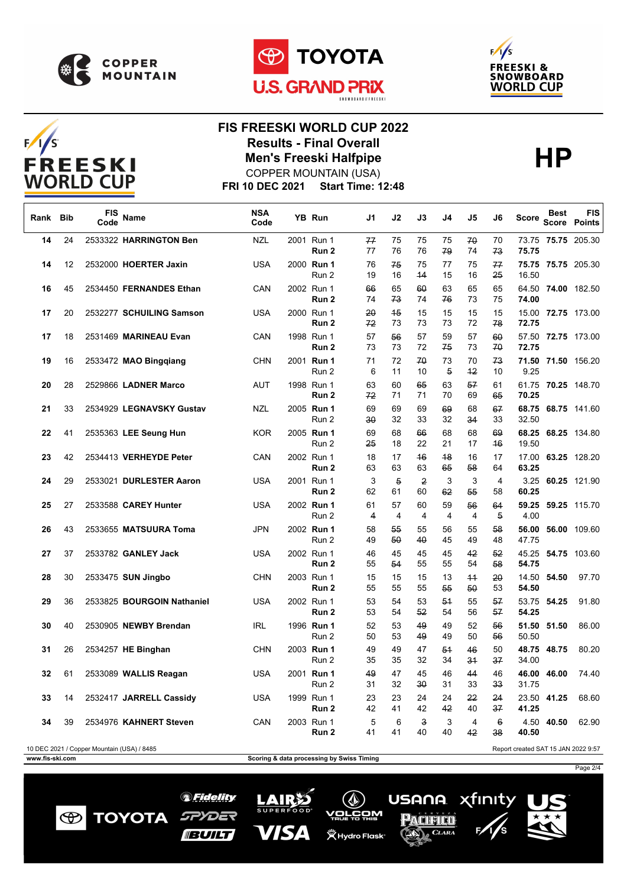# FIS FREESKI WORLD CUP 2022

## Results - Final Overall

## Men's Freeski Halfpipe

COPPER MOUNTAIN (USA)

**FRI 10 DEC 2021 Start Time: 12:48**

**HP**

| Rank | Bib | FIS Code | Name | NSA Code | YB | Run | J1 | J2 | J3 | J4 | J5 | J6 | Score | Best Score | FIS Points |
|---|---|---|---|---|---|---|---|---|---|---|---|---|---|---|---|
| 14 | 24 | 2533322 | **HARRINGTON Ben** | NZL | 2001 | Run 1 | ~~77~~ | 75 | 75 | 75 | ~~70~~ | 70 | 73.75 | **75.75** | 205.30 |
| | | | | | | **Run 2** | 77 | 76 | 76 | ~~79~~ | 74 | ~~73~~ | **75.75** | | |
| 14 | 12 | 2532000 | **HOERTER Jaxin** | USA | 2000 | **Run 1** | 76 | ~~75~~ | 75 | 77 | 75 | ~~77~~ | **75.75** | **75.75** | 205.30 |
| | | | | | | Run 2 | 19 | 16 | ~~14~~ | 15 | 16 | ~~25~~ | 16.50 | | |
| 16 | 45 | 2534450 | **FERNANDES Ethan** | CAN | 2002 | Run 1 | ~~66~~ | 65 | ~~60~~ | 63 | 65 | 65 | 64.50 | **74.00** | 182.50 |
| | | | | | | **Run 2** | 74 | ~~73~~ | 74 | ~~76~~ | 73 | 75 | **74.00** | | |
| 17 | 20 | 2532277 | **SCHUILING Samson** | USA | 2000 | Run 1 | ~~20~~ | ~~15~~ | 15 | 15 | 15 | 15 | 15.00 | **72.75** | 173.00 |
| | | | | | | **Run 2** | ~~72~~ | 73 | 73 | 73 | 72 | ~~78~~ | **72.75** | | |
| 17 | 18 | 2531469 | **MARINEAU Evan** | CAN | 1998 | Run 1 | 57 | ~~56~~ | 57 | 59 | 57 | ~~60~~ | 57.50 | **72.75** | 173.00 |
| | | | | | | **Run 2** | 73 | 73 | 72 | ~~75~~ | 73 | ~~70~~ | **72.75** | | |
| 19 | 16 | 2533472 | **MAO Bingqiang** | CHN | 2001 | **Run 1** | 71 | 72 | ~~70~~ | 73 | 70 | ~~73~~ | **71.50** | **71.50** | 156.20 |
| | | | | | | Run 2 | 6 | 11 | 10 | ~~5~~ | ~~12~~ | 10 | 9.25 | | |
| 20 | 28 | 2529866 | **LADNER Marco** | AUT | 1998 | Run 1 | 63 | 60 | ~~65~~ | 63 | ~~57~~ | 61 | 61.75 | **70.25** | 148.70 |
| | | | | | | **Run 2** | ~~72~~ | 71 | 71 | 70 | 69 | ~~65~~ | **70.25** | | |
| 21 | 33 | 2534929 | **LEGNAVSKY Gustav** | NZL | 2005 | **Run 1** | 69 | 69 | 69 | ~~69~~ | 68 | ~~67~~ | **68.75** | **68.75** | 141.60 |
| | | | | | | Run 2 | ~~30~~ | 32 | 33 | 32 | ~~34~~ | 33 | 32.50 | | |
| 22 | 41 | 2535363 | **LEE Seung Hun** | KOR | 2005 | **Run 1** | 69 | 68 | ~~66~~ | 68 | 68 | ~~69~~ | **68.25** | **68.25** | 134.80 |
| | | | | | | Run 2 | ~~25~~ | 18 | 22 | 21 | 17 | ~~16~~ | 19.50 | | |
| 23 | 42 | 2534413 | **VERHEYDE Peter** | CAN | 2002 | Run 1 | 18 | 17 | ~~16~~ | ~~18~~ | 16 | 17 | 17.00 | **63.25** | 128.20 |
| | | | | | | **Run 2** | 63 | 63 | 63 | ~~65~~ | ~~58~~ | 64 | **63.25** | | |
| 24 | 29 | 2533021 | **DURLESTER Aaron** | USA | 2001 | Run 1 | 3 | ~~5~~ | ~~2~~ | 3 | 3 | 4 | 3.25 | **60.25** | 121.90 |
| | | | | | | **Run 2** | 62 | 61 | 60 | ~~62~~ | ~~55~~ | 58 | **60.25** | | |
| 25 | 27 | 2533588 | **CAREY Hunter** | USA | 2002 | **Run 1** | 61 | 57 | 60 | 59 | ~~56~~ | ~~64~~ | **59.25** | **59.25** | 115.70 |
| | | | | | | Run 2 | ~~4~~ | 4 | 4 | 4 | 4 | ~~5~~ | 4.00 | | |
| 26 | 43 | 2533655 | **MATSUURA Toma** | JPN | 2002 | **Run 1** | 58 | ~~55~~ | 55 | 56 | 55 | ~~58~~ | **56.00** | **56.00** | 109.60 |
| | | | | | | Run 2 | 49 | ~~50~~ | ~~40~~ | 45 | 49 | 48 | 47.75 | | |
| 27 | 37 | 2533782 | **GANLEY Jack** | USA | 2002 | Run 1 | 46 | 45 | 45 | 45 | ~~42~~ | ~~52~~ | 45.25 | **54.75** | 103.60 |
| | | | | | | **Run 2** | 55 | ~~54~~ | 55 | 55 | 54 | ~~58~~ | **54.75** | | |
| 28 | 30 | 2533475 | **SUN Jingbo** | CHN | 2003 | Run 1 | 15 | 15 | 15 | 13 | ~~11~~ | ~~20~~ | 14.50 | **54.50** | 97.70 |
| | | | | | | **Run 2** | 55 | 55 | 55 | ~~55~~ | ~~50~~ | 53 | **54.50** | | |
| 29 | 36 | 2533825 | **BOURGOIN Nathaniel** | USA | 2002 | Run 1 | 53 | 54 | 53 | ~~51~~ | 55 | ~~57~~ | 53.75 | **54.25** | 91.80 |
| | | | | | | **Run 2** | 53 | 54 | ~~52~~ | 54 | 56 | ~~57~~ | **54.25** | | |
| 30 | 40 | 2530905 | **NEWBY Brendan** | IRL | 1996 | **Run 1** | 52 | 53 | ~~49~~ | 49 | 52 | ~~56~~ | **51.50** | **51.50** | 86.00 |
| | | | | | | Run 2 | 50 | 53 | ~~49~~ | 49 | 50 | ~~56~~ | 50.50 | | |
| 31 | 26 | 2534257 | **HE Binghan** | CHN | 2003 | **Run 1** | 49 | 49 | 47 | ~~51~~ | ~~46~~ | 50 | **48.75** | **48.75** | 80.20 |
| | | | | | | Run 2 | 35 | 35 | 32 | 34 | ~~31~~ | ~~37~~ | 34.00 | | |
| 32 | 61 | 2533089 | **WALLIS Reagan** | USA | 2001 | **Run 1** | ~~49~~ | 47 | 45 | 46 | ~~44~~ | 46 | **46.00** | **46.00** | 74.40 |
| | | | | | | Run 2 | 31 | 32 | ~~30~~ | 31 | 33 | ~~33~~ | 31.75 | | |
| 33 | 14 | 2532417 | **JARRELL Cassidy** | USA | 1999 | Run 1 | 23 | 23 | 24 | 24 | ~~22~~ | ~~24~~ | 23.50 | **41.25** | 68.60 |
| | | | | | | **Run 2** | 42 | 41 | 42 | ~~42~~ | 40 | ~~37~~ | **41.25** | | |
| 34 | 39 | 2534976 | **KAHNERT Steven** | CAN | 2003 | Run 1 | 5 | 6 | ~~3~~ | 3 | 4 | ~~6~~ | 4.50 | **40.50** | 62.90 |
| | | | | | | **Run 2** | 41 | 41 | 40 | 40 | ~~42~~ | ~~38~~ | **40.50** | | |

10 DEC 2021 / Copper Mountain (USA) / 8485

Report created SAT 15 JAN 2022 9:57

www.fis-ski.com

Scoring & data processing by Swiss Timing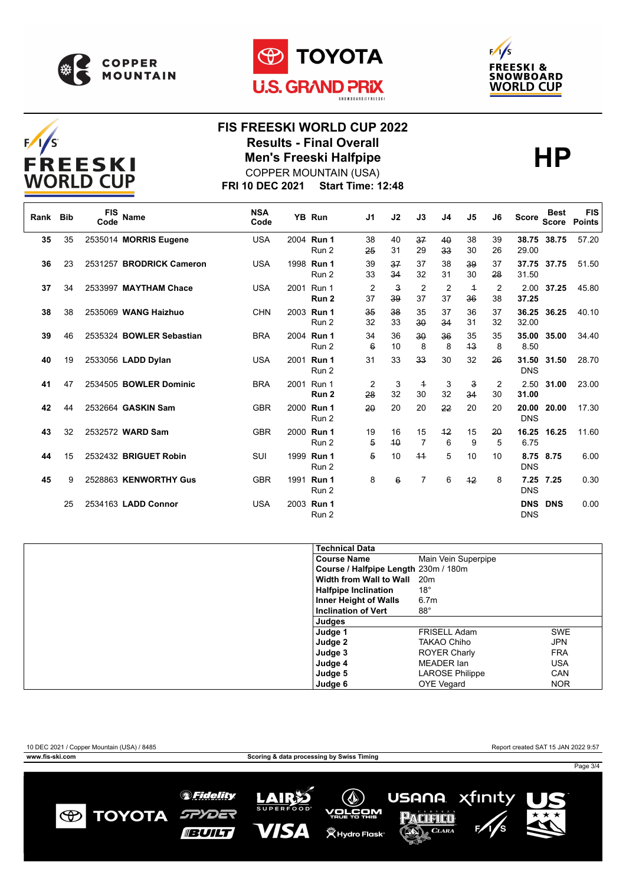# FIS FREESKI WORLD CUP 2022

## Results - Final Overall

## Men's Freeski Halfpipe

COPPER MOUNTAIN (USA)

**FRI 10 DEC 2021 Start Time: 12:48**

**HP**

| Rank | Bib | FIS Code | Name | NSA Code | YB | Run | J1 | J2 | J3 | J4 | J5 | J6 | Score | Best Score | FIS Points |
|---|---|---|---|---|---|---|---|---|---|---|---|---|---|---|---|
| **35** | 35 | 2535014 | **MORRIS Eugene** | USA | 2004 | **Run 1** | 38 | 40 | ~~37~~ | ~~40~~ | 38 | 39 | **38.75** | **38.75** | 57.20 |
| | | | | | | Run 2 | ~~25~~ | 31 | 29 | ~~33~~ | 30 | 26 | 29.00 | | |
| **36** | 23 | 2531257 | **BRODRICK Cameron** | USA | 1998 | **Run 1** | 39 | ~~37~~ | 37 | 38 | ~~39~~ | 37 | **37.75** | **37.75** | 51.50 |
| | | | | | | Run 2 | 33 | ~~34~~ | 32 | 31 | 30 | ~~28~~ | 31.50 | | |
| **37** | 34 | 2533997 | **MAYTHAM Chace** | USA | 2001 | Run 1 | 2 | ~~3~~ | 2 | 2 | ~~1~~ | 2 | 2.00 | **37.25** | 45.80 |
| | | | | | | **Run 2** | 37 | ~~39~~ | 37 | 37 | ~~36~~ | 38 | **37.25** | | |
| **38** | 38 | 2535069 | **WANG Haizhuo** | CHN | 2003 | **Run 1** | ~~35~~ | ~~38~~ | 35 | 37 | 36 | 37 | **36.25** | **36.25** | 40.10 |
| | | | | | | Run 2 | 32 | 33 | ~~30~~ | ~~34~~ | 31 | 32 | 32.00 | | |
| **39** | 46 | 2535324 | **BOWLER Sebastian** | BRA | 2004 | **Run 1** | 34 | 36 | ~~30~~ | ~~36~~ | 35 | 35 | **35.00** | **35.00** | 34.40 |
| | | | | | | Run 2 | ~~6~~ | 10 | 8 | 8 | ~~13~~ | 8 | 8.50 | | |
| **40** | 19 | 2533056 | **LADD Dylan** | USA | 2001 | **Run 1** | 31 | 33 | ~~33~~ | 30 | 32 | ~~26~~ | **31.50** | **31.50** | 28.70 |
| | | | | | | Run 2 | | | | | | | DNS | | |
| **41** | 47 | 2534505 | **BOWLER Dominic** | BRA | 2001 | Run 1 | 2 | 3 | ~~1~~ | 3 | ~~3~~ | 2 | 2.50 | **31.00** | 23.00 |
| | | | | | | **Run 2** | ~~28~~ | 32 | 30 | 32 | ~~34~~ | 30 | **31.00** | | |
| **42** | 44 | 2532664 | **GASKIN Sam** | GBR | 2000 | **Run 1** | ~~20~~ | 20 | 20 | ~~22~~ | 20 | 20 | **20.00** | **20.00** | 17.30 |
| | | | | | | Run 2 | | | | | | | DNS | | |
| **43** | 32 | 2532572 | **WARD Sam** | GBR | 2000 | **Run 1** | 19 | 16 | 15 | ~~12~~ | 15 | ~~20~~ | **16.25** | **16.25** | 11.60 |
| | | | | | | Run 2 | ~~5~~ | ~~10~~ | 7 | 6 | 9 | 5 | 6.75 | | |
| **44** | 15 | 2532432 | **BRIGUET Robin** | SUI | 1999 | **Run 1** | ~~5~~ | 10 | ~~11~~ | 5 | 10 | 10 | **8.75** | **8.75** | 6.00 |
| | | | | | | Run 2 | | | | | | | DNS | | |
| **45** | 9 | 2528863 | **KENWORTHY Gus** | GBR | 1991 | **Run 1** | 8 | ~~6~~ | 7 | 6 | ~~12~~ | 8 | **7.25** | **7.25** | 0.30 |
| | | | | | | Run 2 | | | | | | | DNS | | |
| | 25 | 2534163 | **LADD Connor** | USA | 2003 | **Run 1** | | | | | | | **DNS** | **DNS** | 0.00 |
| | | | | | | Run 2 | | | | | | | DNS | | |

| Technical Data | | |
|---|---|---|
| **Course Name** | Main Vein Superpipe | |
| **Course / Halfpipe Length** | 230m / 180m | |
| **Width from Wall to Wall** | 20m | |
| **Halfpipe Inclination** | 18° | |
| **Inner Height of Walls** | 6.7m | |
| **Inclination of Vert** | 88° | |
| **Judges** | | |
| **Judge 1** | FRISELL Adam | SWE |
| **Judge 2** | TAKAO Chiho | JPN |
| **Judge 3** | ROYER Charly | FRA |
| **Judge 4** | MEADER Ian | USA |
| **Judge 5** | LAROSE Philippe | CAN |
| **Judge 6** | OYE Vegard | NOR |

10 DEC 2021 / Copper Mountain (USA) / 8485

Report created SAT 15 JAN 2022 9:57

www.fis-ski.com

Scoring & data processing by Swiss Timing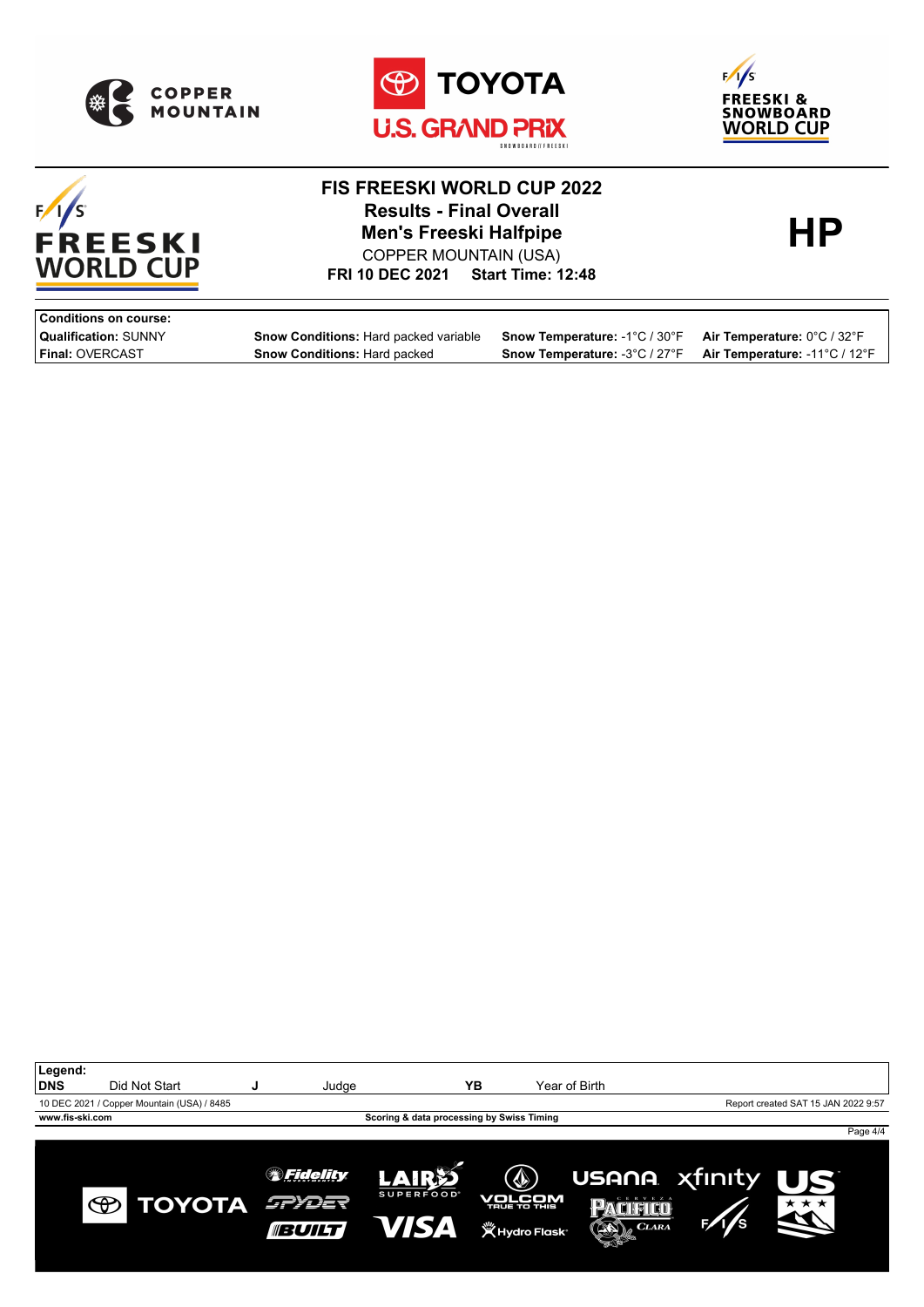# FIS FREESKI WORLD CUP 2022

## Results - Final Overall

## Men's Freeski Halfpipe

COPPER MOUNTAIN (USA)

**FRI 10 DEC 2021 Start Time: 12:48**

**HP**

| **Conditions on course:** | | | |
| --- | --- | --- | --- |
| **Qualification:** SUNNY | **Snow Conditions:** Hard packed variable | **Snow Temperature:** -1°C / 30°F | **Air Temperature:** 0°C / 32°F |
| **Final:** OVERCAST | **Snow Conditions:** Hard packed | **Snow Temperature:** -3°C / 27°F | **Air Temperature:** -11°C / 12°F |

| **Legend:** | | | | | |
| --- | --- | --- | --- | --- | --- |
| **DNS** | Did Not Start | **J** | Judge | **YB** | Year of Birth |

10 DEC 2021 / Copper Mountain (USA) / 8485

Report created SAT 15 JAN 2022 9:57

www.fis-ski.com

Scoring & data processing by Swiss Timing